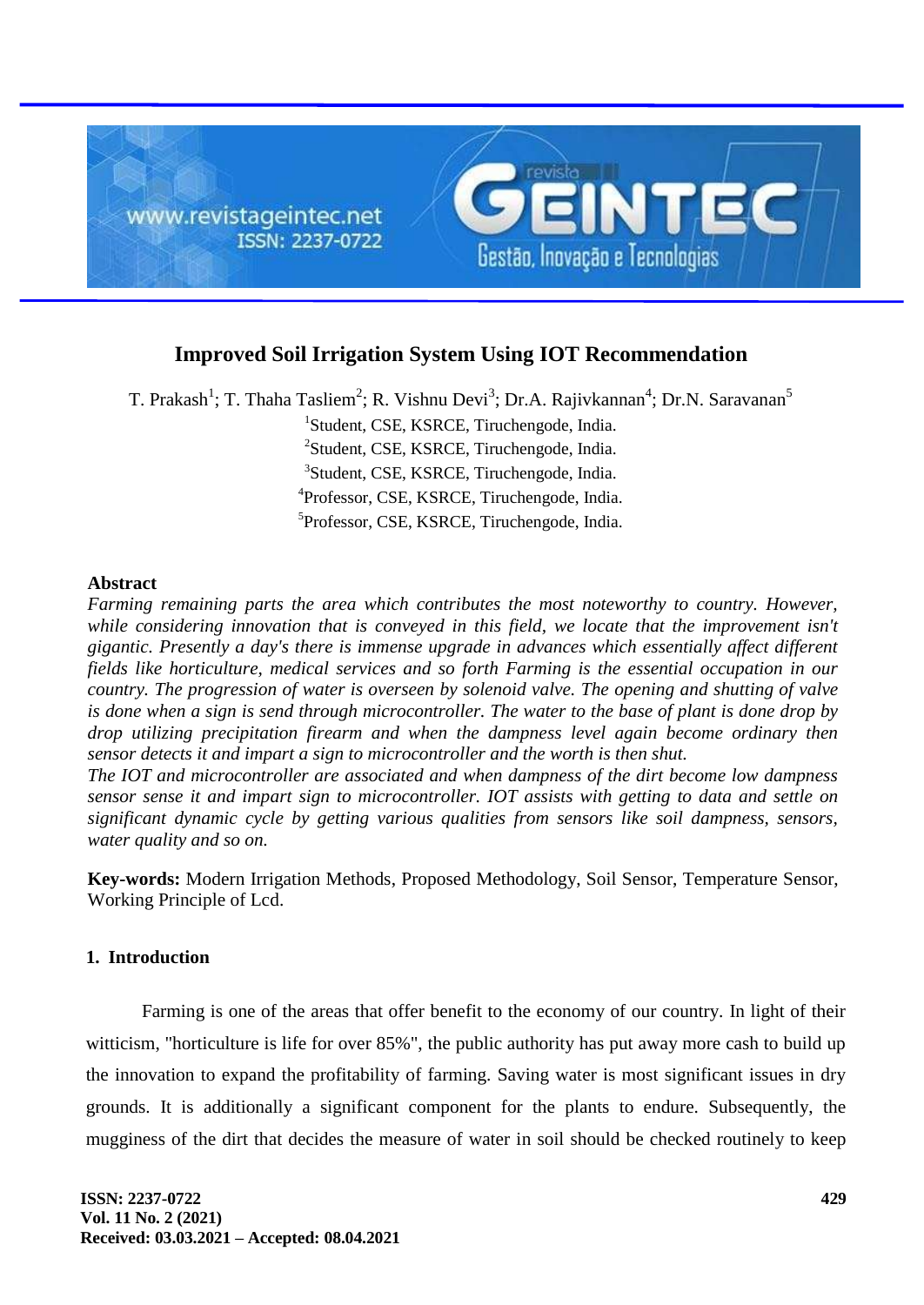# Improved Soil Irrigation System Using IOT Recommendation

T. Prakash[1]; T. Thaha Tasliem[2]; R. Vishnu Devi[3]; Dr.A. Rajivkannan[4]; Dr.N. Saravanan[5]

[1]Student, CSE, KSRCE, Tiruchengode, India.
[2]Student, CSE, KSRCE, Tiruchengode, India.
[3]Student, CSE, KSRCE, Tiruchengode, India.
[4]Professor, CSE, KSRCE, Tiruchengode, India.
[5]Professor, CSE, KSRCE, Tiruchengode, India.

### Abstract

*Farming remaining parts the area which contributes the most noteworthy to country. However, while considering innovation that is conveyed in this field, we locate that the improvement isn't gigantic. Presently a day's there is immense upgrade in advances which essentially affect different fields like horticulture, medical services and so forth Farming is the essential occupation in our country. The progression of water is overseen by solenoid valve. The opening and shutting of valve is done when a sign is send through microcontroller. The water to the base of plant is done drop by drop utilizing precipitation firearm and when the dampness level again become ordinary then sensor detects it and impart a sign to microcontroller and the worth is then shut.*

*The IOT and microcontroller are associated and when dampness of the dirt become low dampness sensor sense it and impart sign to microcontroller. IOT assists with getting to data and settle on significant dynamic cycle by getting various qualities from sensors like soil dampness, sensors, water quality and so on.*

**Key-words:** Modern Irrigation Methods, Proposed Methodology, Soil Sensor, Temperature Sensor, Working Principle of Lcd.

## 1. Introduction

Farming is one of the areas that offer benefit to the economy of our country. In light of their witticism, "horticulture is life for over 85%", the public authority has put away more cash to build up the innovation to expand the profitability of farming. Saving water is most significant issues in dry grounds. It is additionally a significant component for the plants to endure. Subsequently, the mugginess of the dirt that decides the measure of water in soil should be checked routinely to keep

**Received: 03.03.2021 – Accepted: 08.04.2021**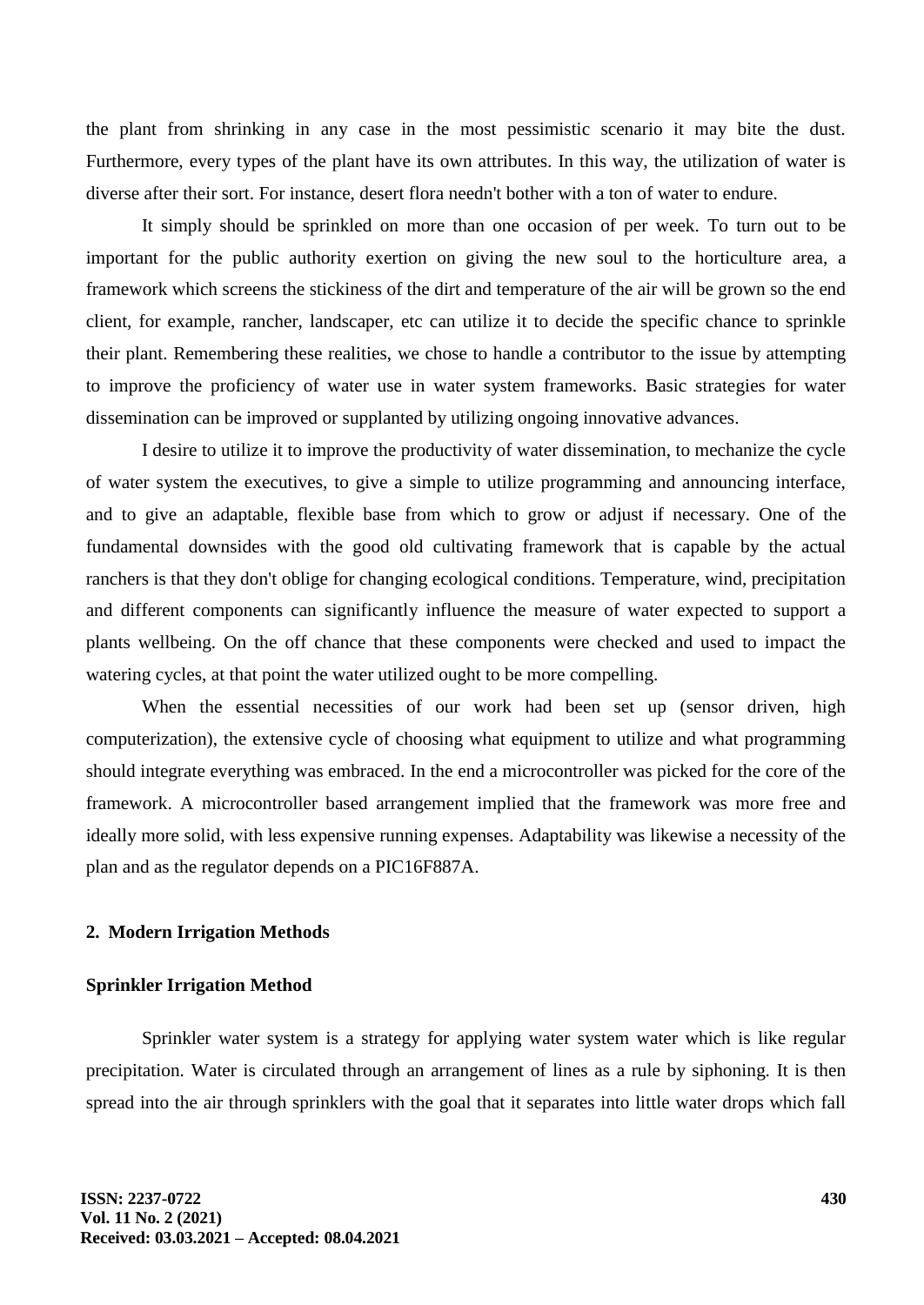the plant from shrinking in any case in the most pessimistic scenario it may bite the dust. Furthermore, every types of the plant have its own attributes. In this way, the utilization of water is diverse after their sort. For instance, desert flora needn't bother with a ton of water to endure.

It simply should be sprinkled on more than one occasion of per week. To turn out to be important for the public authority exertion on giving the new soul to the horticulture area, a framework which screens the stickiness of the dirt and temperature of the air will be grown so the end client, for example, rancher, landscaper, etc can utilize it to decide the specific chance to sprinkle their plant. Remembering these realities, we chose to handle a contributor to the issue by attempting to improve the proficiency of water use in water system frameworks. Basic strategies for water dissemination can be improved or supplanted by utilizing ongoing innovative advances.

I desire to utilize it to improve the productivity of water dissemination, to mechanize the cycle of water system the executives, to give a simple to utilize programming and announcing interface, and to give an adaptable, flexible base from which to grow or adjust if necessary. One of the fundamental downsides with the good old cultivating framework that is capable by the actual ranchers is that they don't oblige for changing ecological conditions. Temperature, wind, precipitation and different components can significantly influence the measure of water expected to support a plants wellbeing. On the off chance that these components were checked and used to impact the watering cycles, at that point the water utilized ought to be more compelling.

When the essential necessities of our work had been set up (sensor driven, high computerization), the extensive cycle of choosing what equipment to utilize and what programming should integrate everything was embraced. In the end a microcontroller was picked for the core of the framework. A microcontroller based arrangement implied that the framework was more free and ideally more solid, with less expensive running expenses. Adaptability was likewise a necessity of the plan and as the regulator depends on a PIC16F887A.

## 2. Modern Irrigation Methods

### Sprinkler Irrigation Method

Sprinkler water system is a strategy for applying water system water which is like regular precipitation. Water is circulated through an arrangement of lines as a rule by siphoning. It is then spread into the air through sprinklers with the goal that it separates into little water drops which fall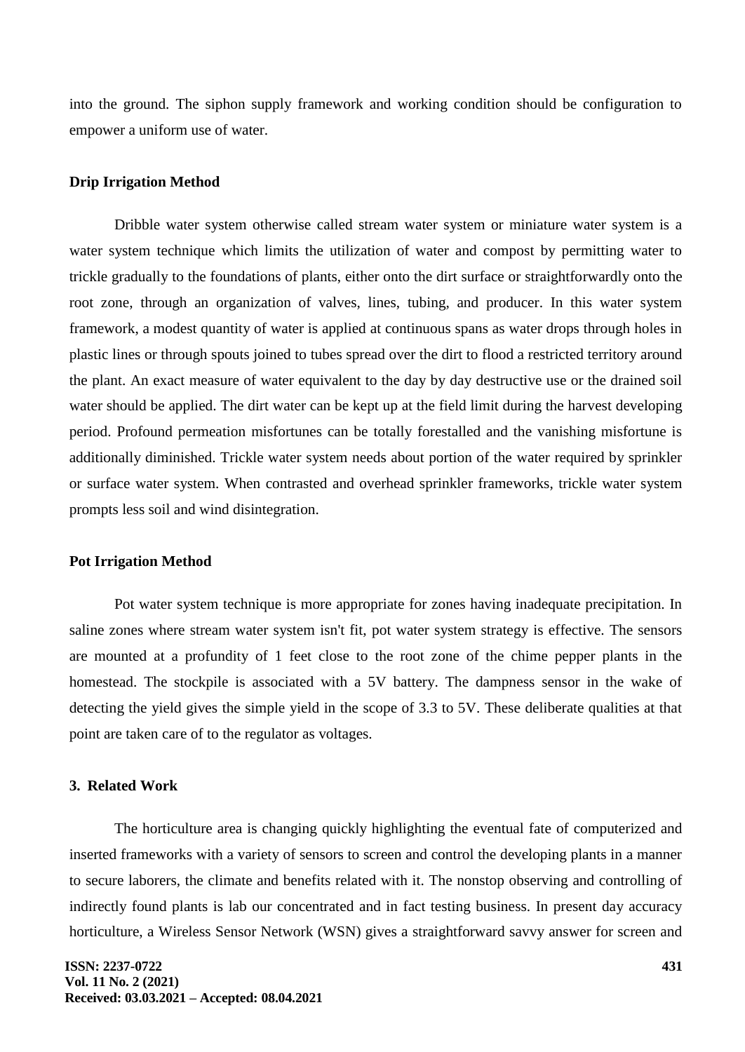into the ground. The siphon supply framework and working condition should be configuration to empower a uniform use of water.

### Drip Irrigation Method

Dribble water system otherwise called stream water system or miniature water system is a water system technique which limits the utilization of water and compost by permitting water to trickle gradually to the foundations of plants, either onto the dirt surface or straightforwardly onto the root zone, through an organization of valves, lines, tubing, and producer. In this water system framework, a modest quantity of water is applied at continuous spans as water drops through holes in plastic lines or through spouts joined to tubes spread over the dirt to flood a restricted territory around the plant. An exact measure of water equivalent to the day by day destructive use or the drained soil water should be applied. The dirt water can be kept up at the field limit during the harvest developing period. Profound permeation misfortunes can be totally forestalled and the vanishing misfortune is additionally diminished. Trickle water system needs about portion of the water required by sprinkler or surface water system. When contrasted and overhead sprinkler frameworks, trickle water system prompts less soil and wind disintegration.

### Pot Irrigation Method

Pot water system technique is more appropriate for zones having inadequate precipitation. In saline zones where stream water system isn't fit, pot water system strategy is effective. The sensors are mounted at a profundity of 1 feet close to the root zone of the chime pepper plants in the homestead. The stockpile is associated with a 5V battery. The dampness sensor in the wake of detecting the yield gives the simple yield in the scope of 3.3 to 5V. These deliberate qualities at that point are taken care of to the regulator as voltages.

## 3. Related Work

The horticulture area is changing quickly highlighting the eventual fate of computerized and inserted frameworks with a variety of sensors to screen and control the developing plants in a manner to secure laborers, the climate and benefits related with it. The nonstop observing and controlling of indirectly found plants is lab our concentrated and in fact testing business. In present day accuracy horticulture, a Wireless Sensor Network (WSN) gives a straightforward savvy answer for screen and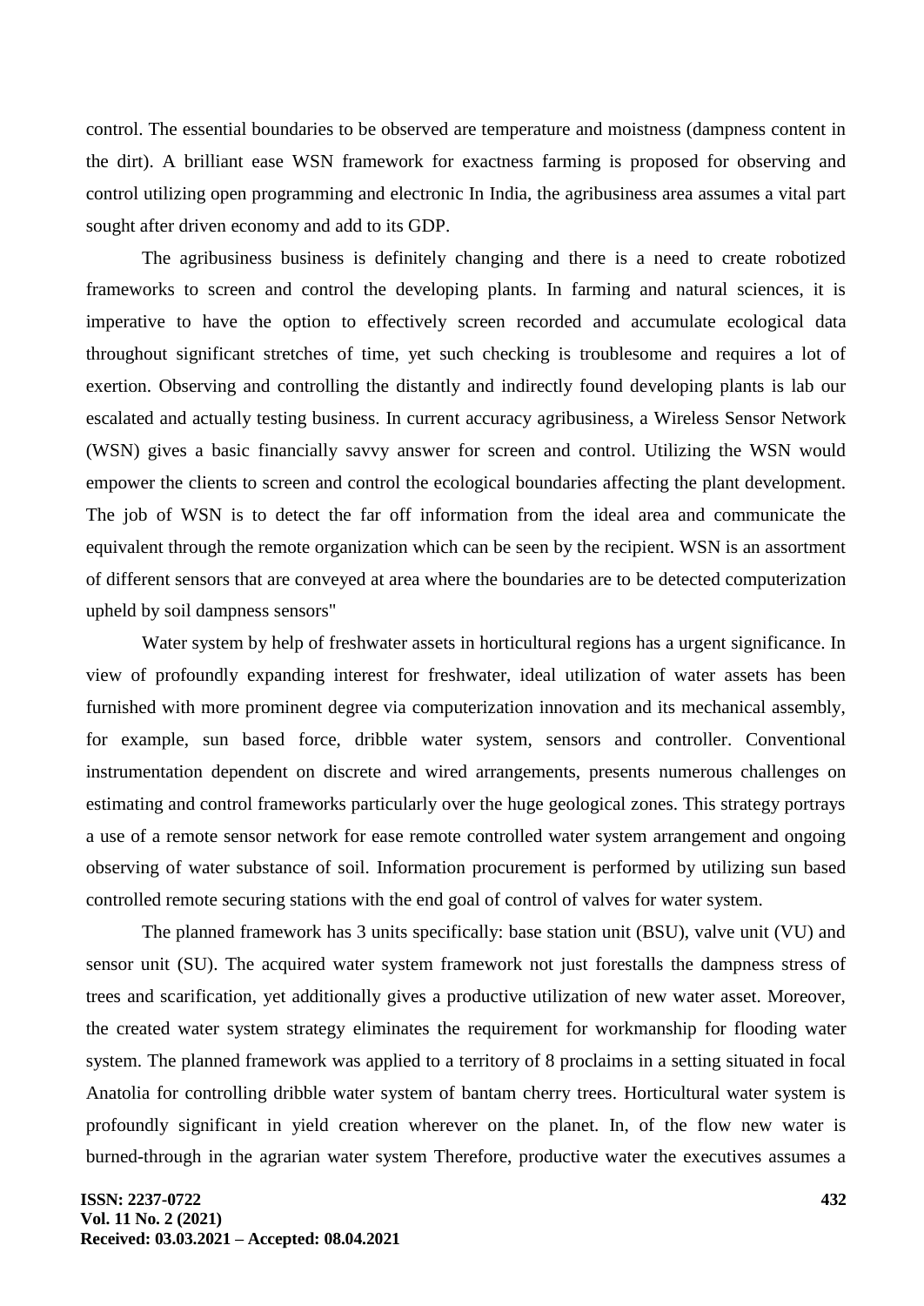control. The essential boundaries to be observed are temperature and moistness (dampness content in the dirt). A brilliant ease WSN framework for exactness farming is proposed for observing and control utilizing open programming and electronic In India, the agribusiness area assumes a vital part sought after driven economy and add to its GDP.

The agribusiness business is definitely changing and there is a need to create robotized frameworks to screen and control the developing plants. In farming and natural sciences, it is imperative to have the option to effectively screen recorded and accumulate ecological data throughout significant stretches of time, yet such checking is troublesome and requires a lot of exertion. Observing and controlling the distantly and indirectly found developing plants is lab our escalated and actually testing business. In current accuracy agribusiness, a Wireless Sensor Network (WSN) gives a basic financially savvy answer for screen and control. Utilizing the WSN would empower the clients to screen and control the ecological boundaries affecting the plant development. The job of WSN is to detect the far off information from the ideal area and communicate the equivalent through the remote organization which can be seen by the recipient. WSN is an assortment of different sensors that are conveyed at area where the boundaries are to be detected computerization upheld by soil dampness sensors"

Water system by help of freshwater assets in horticultural regions has a urgent significance. In view of profoundly expanding interest for freshwater, ideal utilization of water assets has been furnished with more prominent degree via computerization innovation and its mechanical assembly, for example, sun based force, dribble water system, sensors and controller. Conventional instrumentation dependent on discrete and wired arrangements, presents numerous challenges on estimating and control frameworks particularly over the huge geological zones. This strategy portrays a use of a remote sensor network for ease remote controlled water system arrangement and ongoing observing of water substance of soil. Information procurement is performed by utilizing sun based controlled remote securing stations with the end goal of control of valves for water system.

The planned framework has 3 units specifically: base station unit (BSU), valve unit (VU) and sensor unit (SU). The acquired water system framework not just forestalls the dampness stress of trees and scarification, yet additionally gives a productive utilization of new water asset. Moreover, the created water system strategy eliminates the requirement for workmanship for flooding water system. The planned framework was applied to a territory of 8 proclaims in a setting situated in focal Anatolia for controlling dribble water system of bantam cherry trees. Horticultural water system is profoundly significant in yield creation wherever on the planet. In, of the flow new water is burned-through in the agrarian water system Therefore, productive water the executives assumes a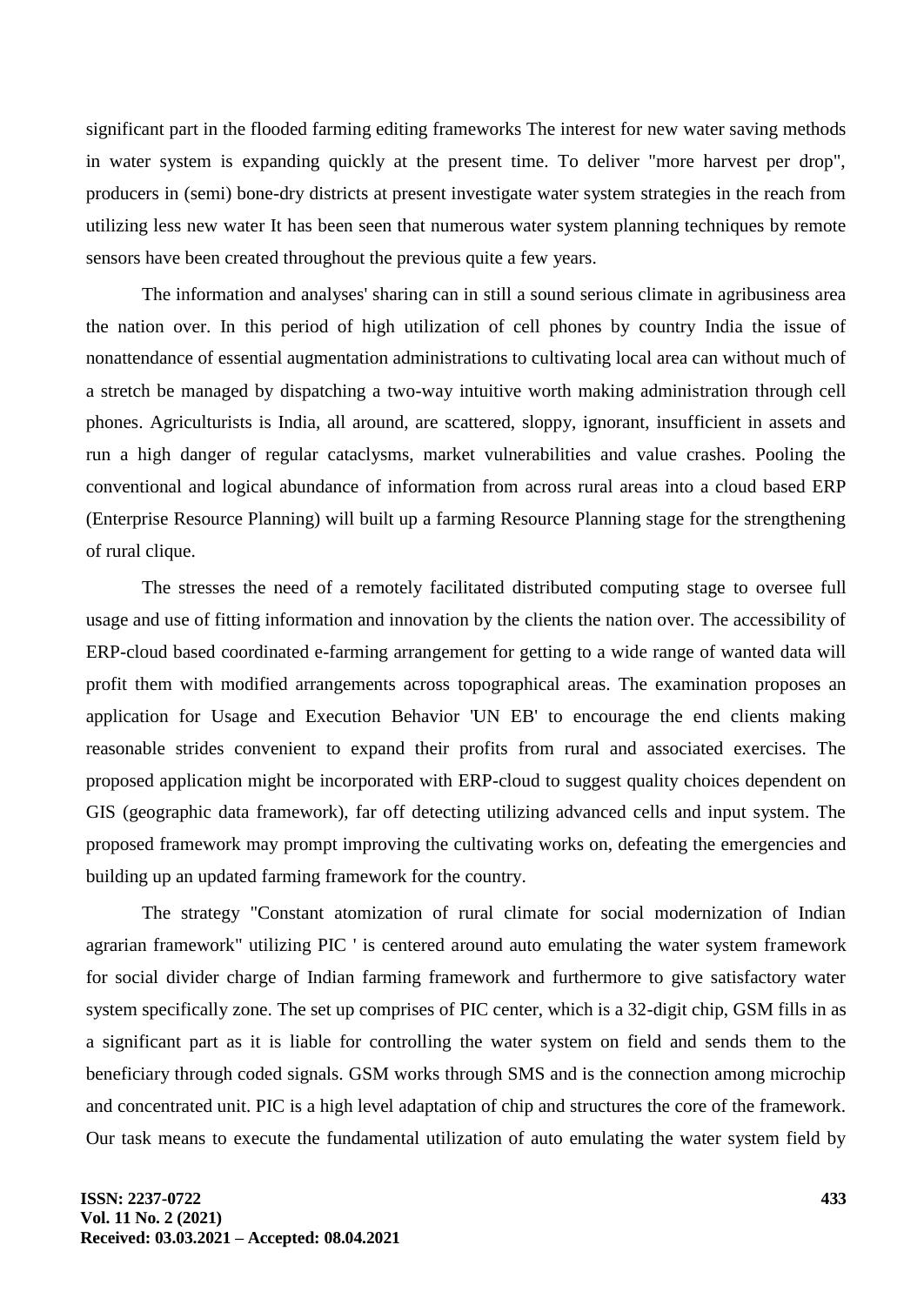significant part in the flooded farming editing frameworks The interest for new water saving methods in water system is expanding quickly at the present time. To deliver "more harvest per drop", producers in (semi) bone-dry districts at present investigate water system strategies in the reach from utilizing less new water It has been seen that numerous water system planning techniques by remote sensors have been created throughout the previous quite a few years.

The information and analyses' sharing can in still a sound serious climate in agribusiness area the nation over. In this period of high utilization of cell phones by country India the issue of nonattendance of essential augmentation administrations to cultivating local area can without much of a stretch be managed by dispatching a two-way intuitive worth making administration through cell phones. Agriculturists is India, all around, are scattered, sloppy, ignorant, insufficient in assets and run a high danger of regular cataclysms, market vulnerabilities and value crashes. Pooling the conventional and logical abundance of information from across rural areas into a cloud based ERP (Enterprise Resource Planning) will built up a farming Resource Planning stage for the strengthening of rural clique.

The stresses the need of a remotely facilitated distributed computing stage to oversee full usage and use of fitting information and innovation by the clients the nation over. The accessibility of ERP-cloud based coordinated e-farming arrangement for getting to a wide range of wanted data will profit them with modified arrangements across topographical areas. The examination proposes an application for Usage and Execution Behavior 'UN EB' to encourage the end clients making reasonable strides convenient to expand their profits from rural and associated exercises. The proposed application might be incorporated with ERP-cloud to suggest quality choices dependent on GIS (geographic data framework), far off detecting utilizing advanced cells and input system. The proposed framework may prompt improving the cultivating works on, defeating the emergencies and building up an updated farming framework for the country.

The strategy "Constant atomization of rural climate for social modernization of Indian agrarian framework" utilizing PIC ' is centered around auto emulating the water system framework for social divider charge of Indian farming framework and furthermore to give satisfactory water system specifically zone. The set up comprises of PIC center, which is a 32-digit chip, GSM fills in as a significant part as it is liable for controlling the water system on field and sends them to the beneficiary through coded signals. GSM works through SMS and is the connection among microchip and concentrated unit. PIC is a high level adaptation of chip and structures the core of the framework. Our task means to execute the fundamental utilization of auto emulating the water system field by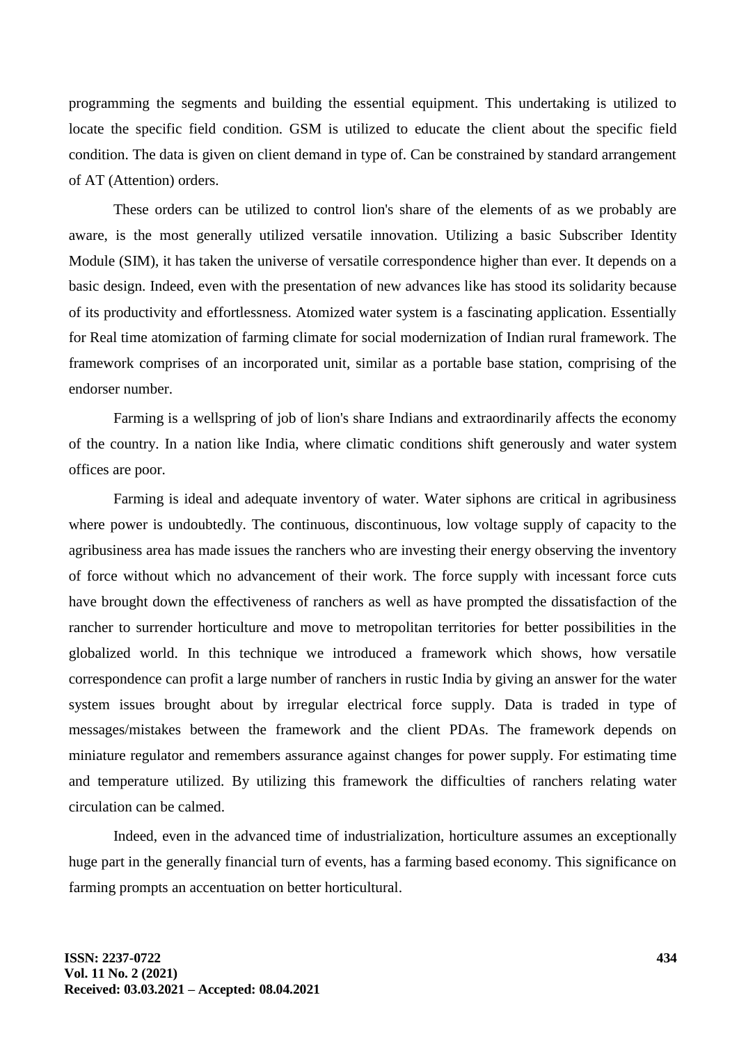programming the segments and building the essential equipment. This undertaking is utilized to locate the specific field condition. GSM is utilized to educate the client about the specific field condition. The data is given on client demand in type of. Can be constrained by standard arrangement of AT (Attention) orders.

These orders can be utilized to control lion's share of the elements of as we probably are aware, is the most generally utilized versatile innovation. Utilizing a basic Subscriber Identity Module (SIM), it has taken the universe of versatile correspondence higher than ever. It depends on a basic design. Indeed, even with the presentation of new advances like has stood its solidarity because of its productivity and effortlessness. Atomized water system is a fascinating application. Essentially for Real time atomization of farming climate for social modernization of Indian rural framework. The framework comprises of an incorporated unit, similar as a portable base station, comprising of the endorser number.

Farming is a wellspring of job of lion's share Indians and extraordinarily affects the economy of the country. In a nation like India, where climatic conditions shift generously and water system offices are poor.

Farming is ideal and adequate inventory of water. Water siphons are critical in agribusiness where power is undoubtedly. The continuous, discontinuous, low voltage supply of capacity to the agribusiness area has made issues the ranchers who are investing their energy observing the inventory of force without which no advancement of their work. The force supply with incessant force cuts have brought down the effectiveness of ranchers as well as have prompted the dissatisfaction of the rancher to surrender horticulture and move to metropolitan territories for better possibilities in the globalized world. In this technique we introduced a framework which shows, how versatile correspondence can profit a large number of ranchers in rustic India by giving an answer for the water system issues brought about by irregular electrical force supply. Data is traded in type of messages/mistakes between the framework and the client PDAs. The framework depends on miniature regulator and remembers assurance against changes for power supply. For estimating time and temperature utilized. By utilizing this framework the difficulties of ranchers relating water circulation can be calmed.

Indeed, even in the advanced time of industrialization, horticulture assumes an exceptionally huge part in the generally financial turn of events, has a farming based economy. This significance on farming prompts an accentuation on better horticultural.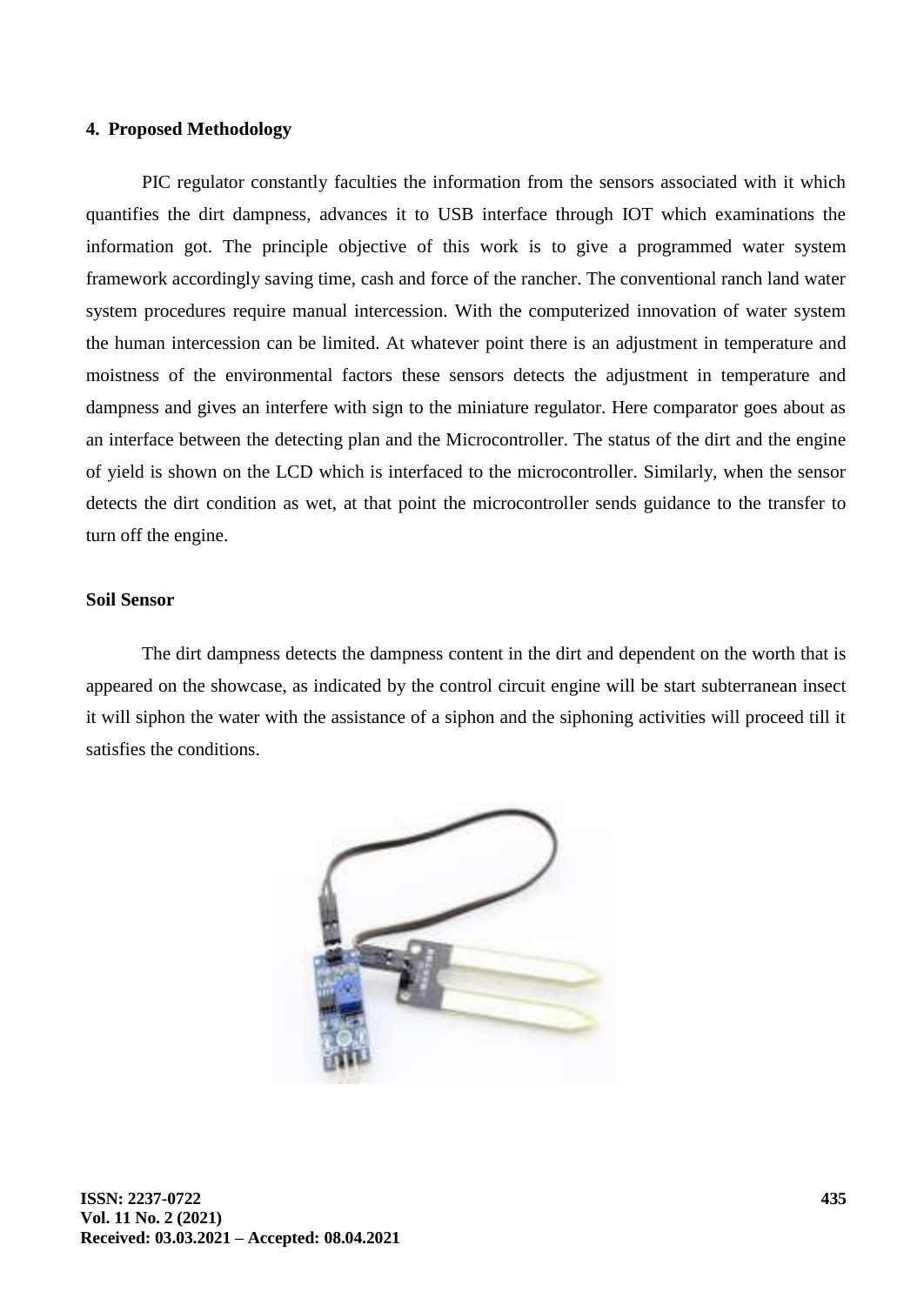## 4. Proposed Methodology

PIC regulator constantly faculties the information from the sensors associated with it which quantifies the dirt dampness, advances it to USB interface through IOT which examinations the information got. The principle objective of this work is to give a programmed water system framework accordingly saving time, cash and force of the rancher. The conventional ranch land water system procedures require manual intercession. With the computerized innovation of water system the human intercession can be limited. At whatever point there is an adjustment in temperature and moistness of the environmental factors these sensors detects the adjustment in temperature and dampness and gives an interfere with sign to the miniature regulator. Here comparator goes about as an interface between the detecting plan and the Microcontroller. The status of the dirt and the engine of yield is shown on the LCD which is interfaced to the microcontroller. Similarly, when the sensor detects the dirt condition as wet, at that point the microcontroller sends guidance to the transfer to turn off the engine.

### Soil Sensor

The dirt dampness detects the dampness content in the dirt and dependent on the worth that is appeared on the showcase, as indicated by the control circuit engine will be start subterranean insect it will siphon the water with the assistance of a siphon and the siphoning activities will proceed till it satisfies the conditions.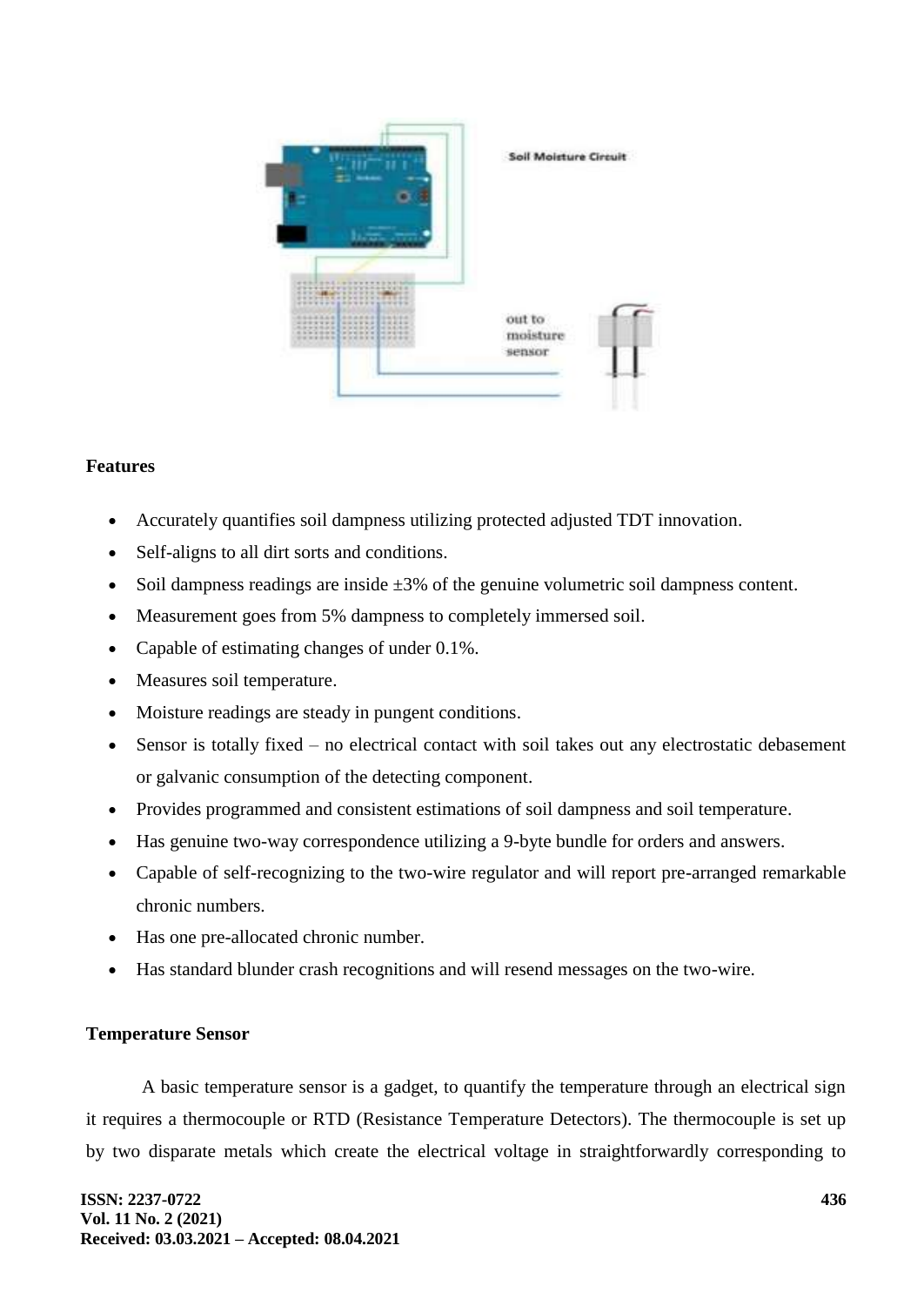## Features

- Accurately quantifies soil dampness utilizing protected adjusted TDT innovation.
- Self-aligns to all dirt sorts and conditions.
- Soil dampness readings are inside ±3% of the genuine volumetric soil dampness content.
- Measurement goes from 5% dampness to completely immersed soil.
- Capable of estimating changes of under 0.1%.
- Measures soil temperature.
- Moisture readings are steady in pungent conditions.
- Sensor is totally fixed – no electrical contact with soil takes out any electrostatic debasement or galvanic consumption of the detecting component.
- Provides programmed and consistent estimations of soil dampness and soil temperature.
- Has genuine two-way correspondence utilizing a 9-byte bundle for orders and answers.
- Capable of self-recognizing to the two-wire regulator and will report pre-arranged remarkable chronic numbers.
- Has one pre-allocated chronic number.
- Has standard blunder crash recognitions and will resend messages on the two-wire.

## Temperature Sensor

A basic temperature sensor is a gadget, to quantify the temperature through an electrical sign it requires a thermocouple or RTD (Resistance Temperature Detectors). The thermocouple is set up by two disparate metals which create the electrical voltage in straightforwardly corresponding to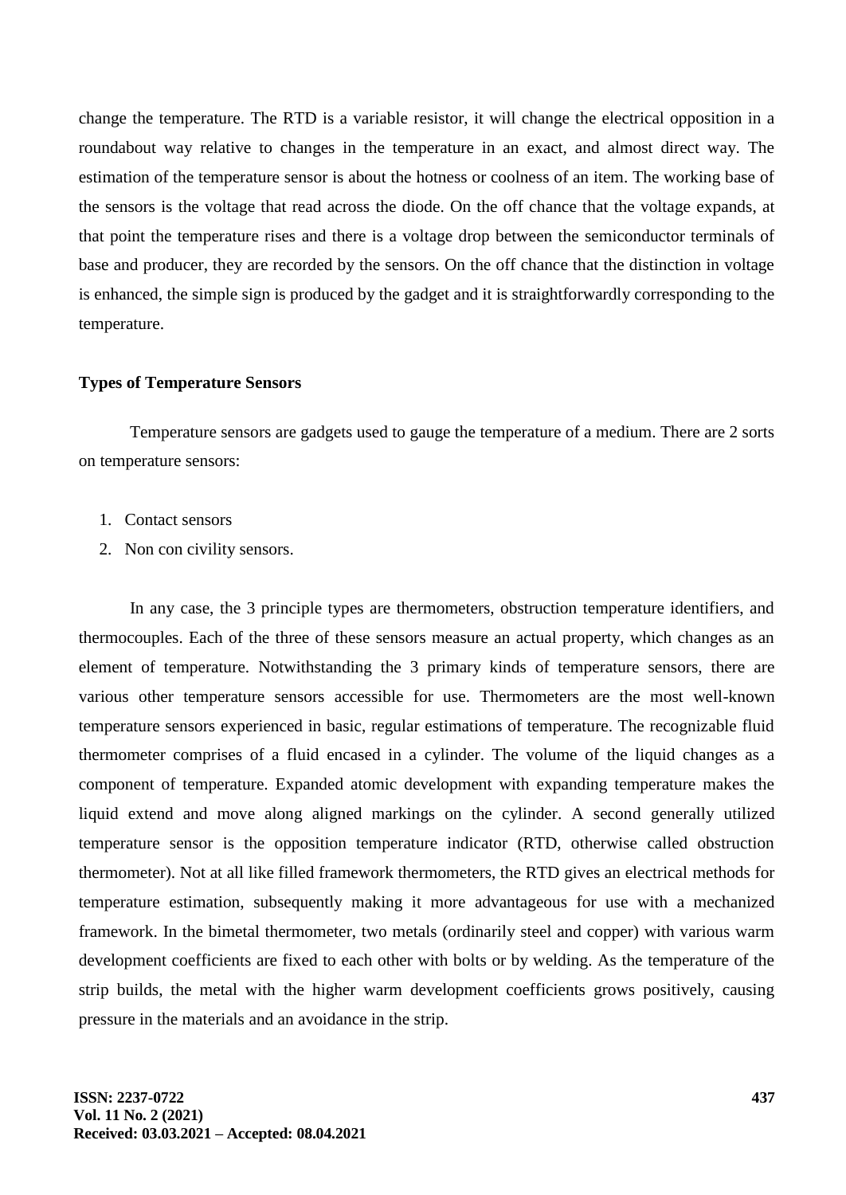change the temperature. The RTD is a variable resistor, it will change the electrical opposition in a roundabout way relative to changes in the temperature in an exact, and almost direct way. The estimation of the temperature sensor is about the hotness or coolness of an item. The working base of the sensors is the voltage that read across the diode. On the off chance that the voltage expands, at that point the temperature rises and there is a voltage drop between the semiconductor terminals of base and producer, they are recorded by the sensors. On the off chance that the distinction in voltage is enhanced, the simple sign is produced by the gadget and it is straightforwardly corresponding to the temperature.

### Types of Temperature Sensors

Temperature sensors are gadgets used to gauge the temperature of a medium. There are 2 sorts on temperature sensors:

1. Contact sensors
2. Non con civility sensors.

In any case, the 3 principle types are thermometers, obstruction temperature identifiers, and thermocouples. Each of the three of these sensors measure an actual property, which changes as an element of temperature. Notwithstanding the 3 primary kinds of temperature sensors, there are various other temperature sensors accessible for use. Thermometers are the most well-known temperature sensors experienced in basic, regular estimations of temperature. The recognizable fluid thermometer comprises of a fluid encased in a cylinder. The volume of the liquid changes as a component of temperature. Expanded atomic development with expanding temperature makes the liquid extend and move along aligned markings on the cylinder. A second generally utilized temperature sensor is the opposition temperature indicator (RTD, otherwise called obstruction thermometer). Not at all like filled framework thermometers, the RTD gives an electrical methods for temperature estimation, subsequently making it more advantageous for use with a mechanized framework. In the bimetal thermometer, two metals (ordinarily steel and copper) with various warm development coefficients are fixed to each other with bolts or by welding. As the temperature of the strip builds, the metal with the higher warm development coefficients grows positively, causing pressure in the materials and an avoidance in the strip.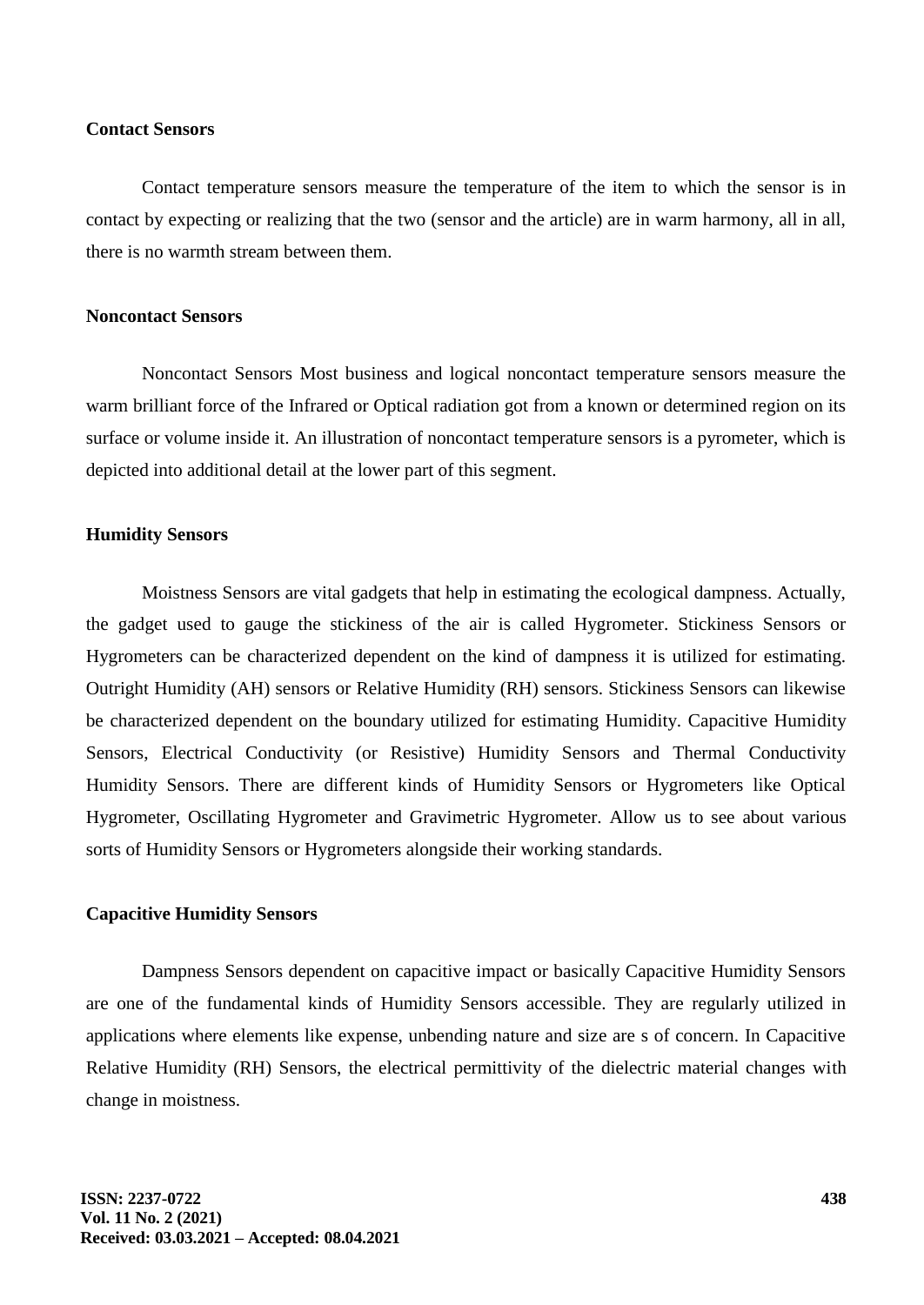**Contact Sensors**

Contact temperature sensors measure the temperature of the item to which the sensor is in contact by expecting or realizing that the two (sensor and the article) are in warm harmony, all in all, there is no warmth stream between them.

**Noncontact Sensors**

Noncontact Sensors Most business and logical noncontact temperature sensors measure the warm brilliant force of the Infrared or Optical radiation got from a known or determined region on its surface or volume inside it. An illustration of noncontact temperature sensors is a pyrometer, which is depicted into additional detail at the lower part of this segment.

**Humidity Sensors**

Moistness Sensors are vital gadgets that help in estimating the ecological dampness. Actually, the gadget used to gauge the stickiness of the air is called Hygrometer. Stickiness Sensors or Hygrometers can be characterized dependent on the kind of dampness it is utilized for estimating. Outright Humidity (AH) sensors or Relative Humidity (RH) sensors. Stickiness Sensors can likewise be characterized dependent on the boundary utilized for estimating Humidity. Capacitive Humidity Sensors, Electrical Conductivity (or Resistive) Humidity Sensors and Thermal Conductivity Humidity Sensors. There are different kinds of Humidity Sensors or Hygrometers like Optical Hygrometer, Oscillating Hygrometer and Gravimetric Hygrometer. Allow us to see about various sorts of Humidity Sensors or Hygrometers alongside their working standards.

**Capacitive Humidity Sensors**

Dampness Sensors dependent on capacitive impact or basically Capacitive Humidity Sensors are one of the fundamental kinds of Humidity Sensors accessible. They are regularly utilized in applications where elements like expense, unbending nature and size are s of concern. In Capacitive Relative Humidity (RH) Sensors, the electrical permittivity of the dielectric material changes with change in moistness.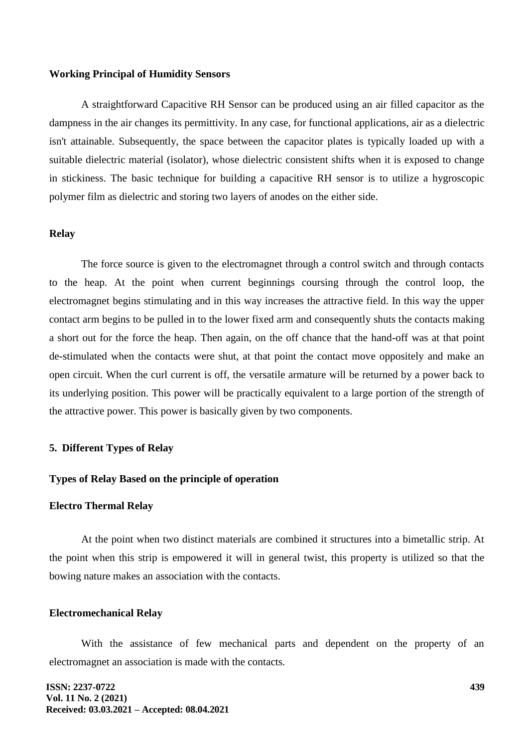**Working Principal of Humidity Sensors**

A straightforward Capacitive RH Sensor can be produced using an air filled capacitor as the dampness in the air changes its permittivity. In any case, for functional applications, air as a dielectric isn't attainable. Subsequently, the space between the capacitor plates is typically loaded up with a suitable dielectric material (isolator), whose dielectric consistent shifts when it is exposed to change in stickiness. The basic technique for building a capacitive RH sensor is to utilize a hygroscopic polymer film as dielectric and storing two layers of anodes on the either side.

**Relay**

The force source is given to the electromagnet through a control switch and through contacts to the heap. At the point when current beginnings coursing through the control loop, the electromagnet begins stimulating and in this way increases the attractive field. In this way the upper contact arm begins to be pulled in to the lower fixed arm and consequently shuts the contacts making a short out for the force the heap. Then again, on the off chance that the hand-off was at that point de-stimulated when the contacts were shut, at that point the contact move oppositely and make an open circuit. When the curl current is off, the versatile armature will be returned by a power back to its underlying position. This power will be practically equivalent to a large portion of the strength of the attractive power. This power is basically given by two components.

## 5. Different Types of Relay

**Types of Relay Based on the principle of operation**

**Electro Thermal Relay**

At the point when two distinct materials are combined it structures into a bimetallic strip. At the point when this strip is empowered it will in general twist, this property is utilized so that the bowing nature makes an association with the contacts.

**Electromechanical Relay**

With the assistance of few mechanical parts and dependent on the property of an electromagnet an association is made with the contacts.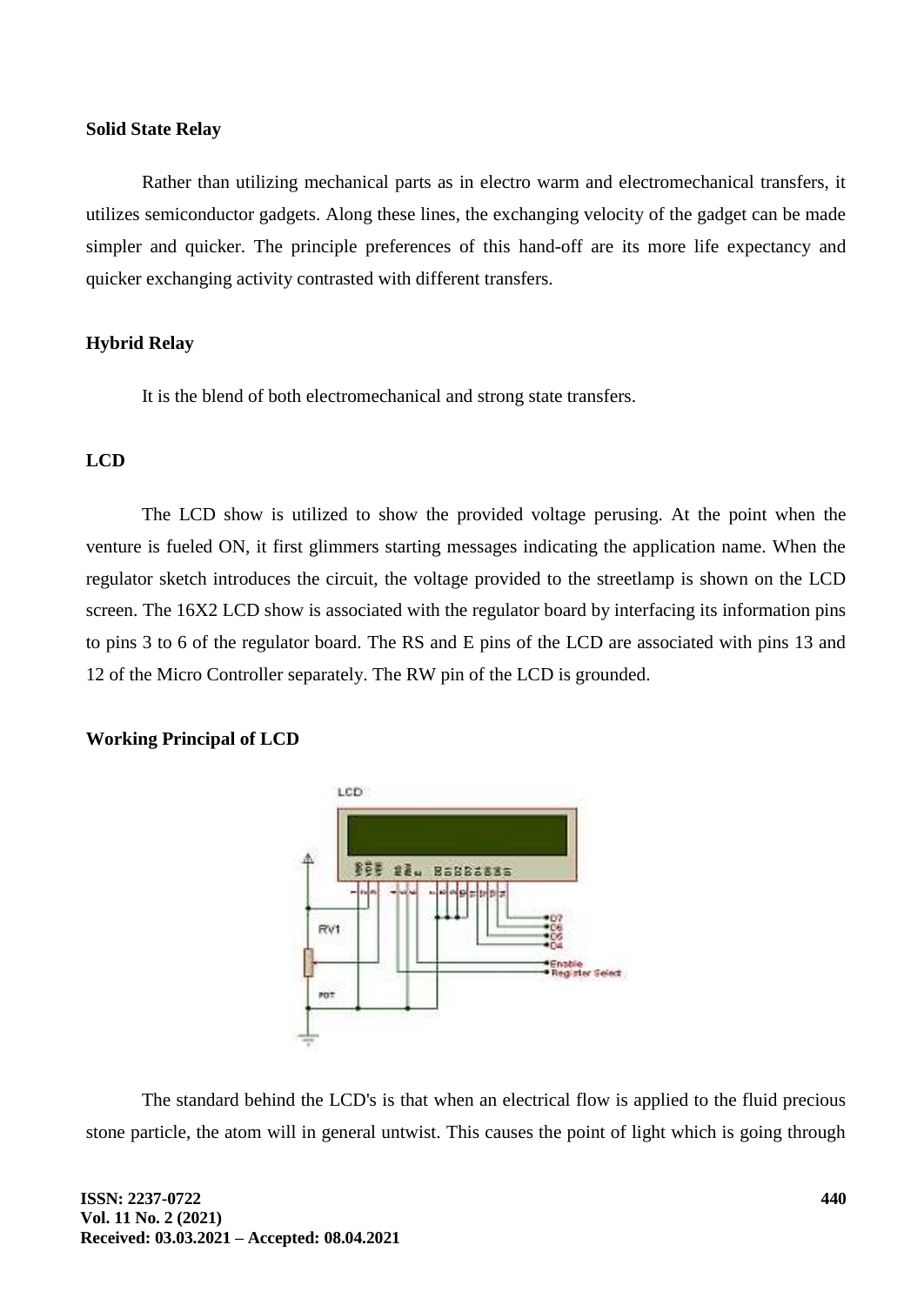**Solid State Relay**

Rather than utilizing mechanical parts as in electro warm and electromechanical transfers, it utilizes semiconductor gadgets. Along these lines, the exchanging velocity of the gadget can be made simpler and quicker. The principle preferences of this hand-off are its more life expectancy and quicker exchanging activity contrasted with different transfers.

**Hybrid Relay**

It is the blend of both electromechanical and strong state transfers.

**LCD**

The LCD show is utilized to show the provided voltage perusing. At the point when the venture is fueled ON, it first glimmers starting messages indicating the application name. When the regulator sketch introduces the circuit, the voltage provided to the streetlamp is shown on the LCD screen. The 16X2 LCD show is associated with the regulator board by interfacing its information pins to pins 3 to 6 of the regulator board. The RS and E pins of the LCD are associated with pins 13 and 12 of the Micro Controller separately. The RW pin of the LCD is grounded.

**Working Principal of LCD**

The standard behind the LCD's is that when an electrical flow is applied to the fluid precious stone particle, the atom will in general untwist. This causes the point of light which is going through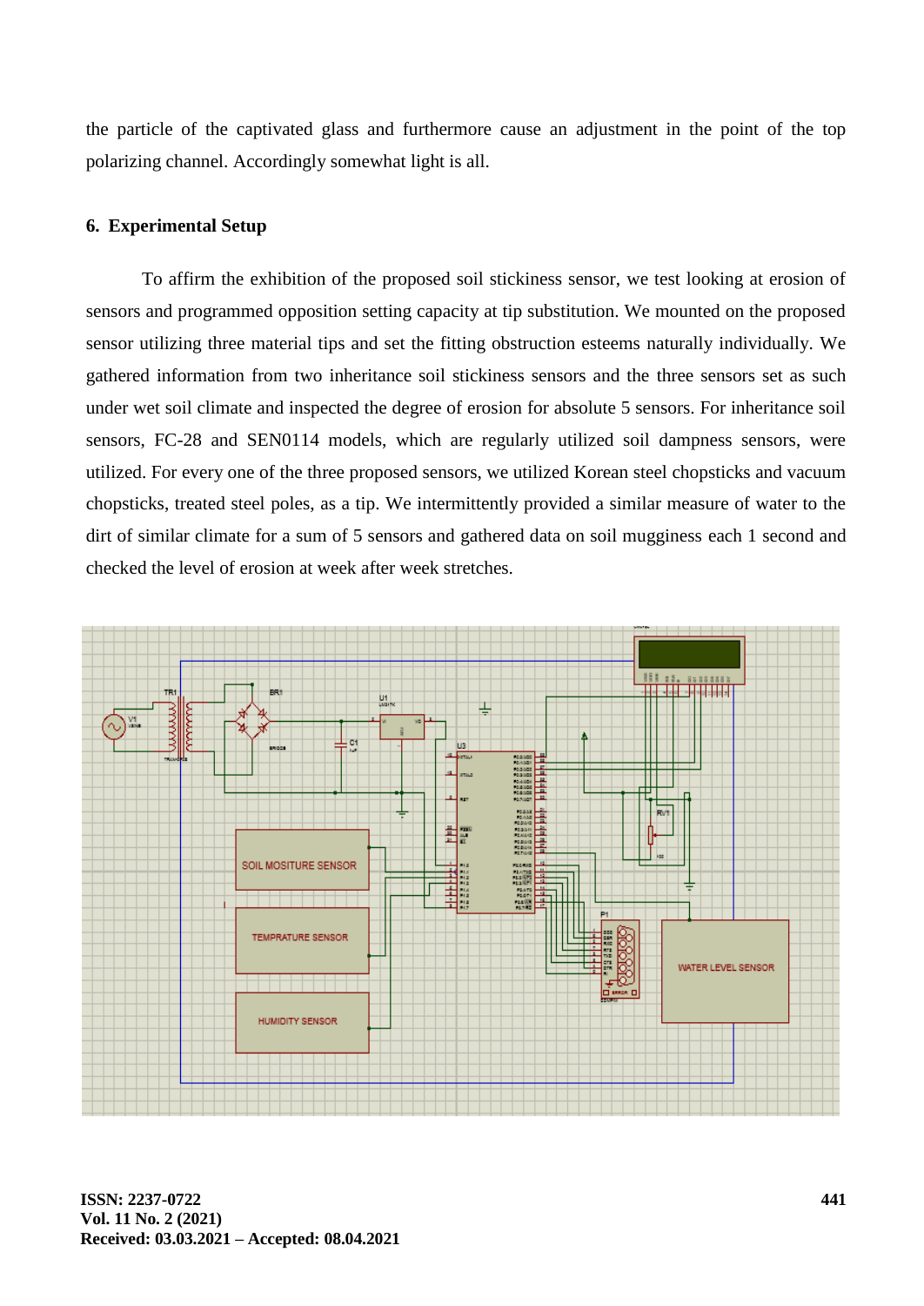the particle of the captivated glass and furthermore cause an adjustment in the point of the top polarizing channel. Accordingly somewhat light is all.

## 6. Experimental Setup

To affirm the exhibition of the proposed soil stickiness sensor, we test looking at erosion of sensors and programmed opposition setting capacity at tip substitution. We mounted on the proposed sensor utilizing three material tips and set the fitting obstruction esteems naturally individually. We gathered information from two inheritance soil stickiness sensors and the three sensors set as such under wet soil climate and inspected the degree of erosion for absolute 5 sensors. For inheritance soil sensors, FC-28 and SEN0114 models, which are regularly utilized soil dampness sensors, were utilized. For every one of the three proposed sensors, we utilized Korean steel chopsticks and vacuum chopsticks, treated steel poles, as a tip. We intermittently provided a similar measure of water to the dirt of similar climate for a sum of 5 sensors and gathered data on soil mugginess each 1 second and checked the level of erosion at week after week stretches.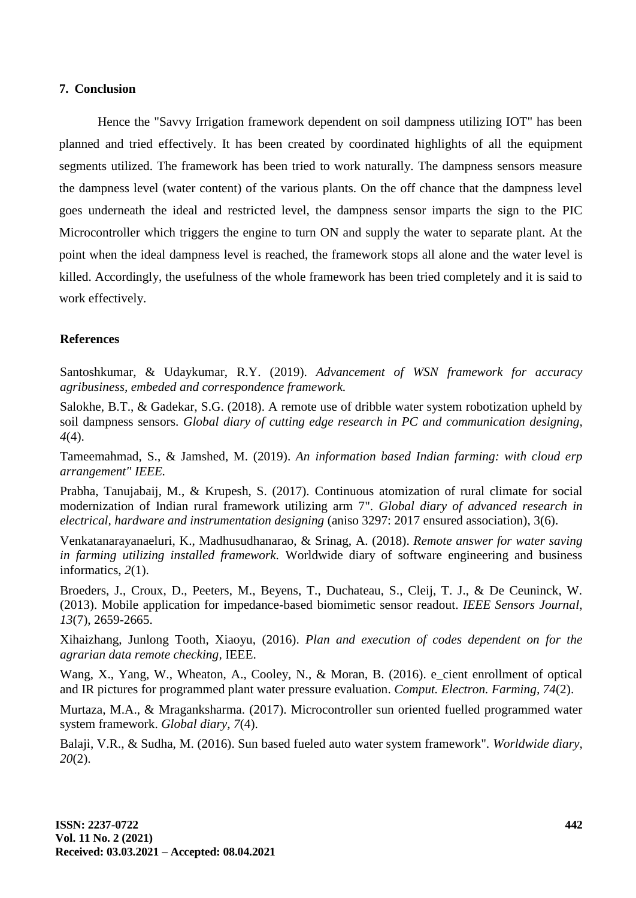## 7. Conclusion

Hence the "Savvy Irrigation framework dependent on soil dampness utilizing IOT" has been planned and tried effectively. It has been created by coordinated highlights of all the equipment segments utilized. The framework has been tried to work naturally. The dampness sensors measure the dampness level (water content) of the various plants. On the off chance that the dampness level goes underneath the ideal and restricted level, the dampness sensor imparts the sign to the PIC Microcontroller which triggers the engine to turn ON and supply the water to separate plant. At the point when the ideal dampness level is reached, the framework stops all alone and the water level is killed. Accordingly, the usefulness of the whole framework has been tried completely and it is said to work effectively.

## References

Santoshkumar, & Udaykumar, R.Y. (2019). *Advancement of WSN framework for accuracy agribusiness, embeded and correspondence framework.*

Salokhe, B.T., & Gadekar, S.G. (2018). A remote use of dribble water system robotization upheld by soil dampness sensors. *Global diary of cutting edge research in PC and communication designing, 4*(4).

Tameemahmad, S., & Jamshed, M. (2019). *An information based Indian farming: with cloud erp arrangement" IEEE.*

Prabha, Tanujabaij, M., & Krupesh, S. (2017). Continuous atomization of rural climate for social modernization of Indian rural framework utilizing arm 7". *Global diary of advanced research in electrical, hardware and instrumentation designing* (aniso 3297: 2017 ensured association), 3(6).

Venkatanarayanaeluri, K., Madhusudhanarao, & Srinag, A. (2018). *Remote answer for water saving in farming utilizing installed framework.* Worldwide diary of software engineering and business informatics, *2*(1).

Broeders, J., Croux, D., Peeters, M., Beyens, T., Duchateau, S., Cleij, T. J., & De Ceuninck, W. (2013). Mobile application for impedance-based biomimetic sensor readout. *IEEE Sensors Journal, 13*(7), 2659-2665.

Xihaizhang, Junlong Tooth, Xiaoyu, (2016). *Plan and execution of codes dependent on for the agrarian data remote checking,* IEEE.

Wang, X., Yang, W., Wheaton, A., Cooley, N., & Moran, B. (2016). e_cient enrollment of optical and IR pictures for programmed plant water pressure evaluation. *Comput. Electron. Farming, 74*(2).

Murtaza, M.A., & Mraganksharma. (2017). Microcontroller sun oriented fuelled programmed water system framework. *Global diary, 7*(4).

Balaji, V.R., & Sudha, M. (2016). Sun based fueled auto water system framework". *Worldwide diary, 20*(2).